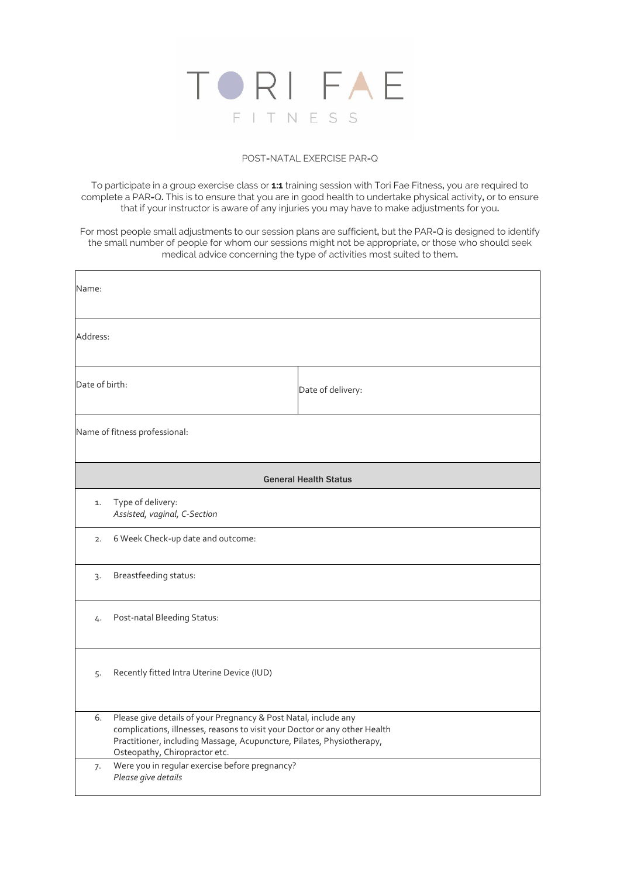# TORI FAE FITNESS

## POST-NATAL EXERCISE PAR-Q

To participate in a group exercise class or **1:1** training session with Tori Fae Fitness, you are required to complete a PAR-Q. This is to ensure that you are in good health to undertake physical activity, or to ensure that if your instructor is aware of any injuries you may have to make adjustments for you.

For most people small adjustments to our session plans are sufficient, but the PAR-Q is designed to identify the small number of people for whom our sessions might not be appropriate, or those who should seek medical advice concerning the type of activities most suited to them.

| | |
|---|---|
| Name: | |
| Address: | |
| Date of birth: | Date of delivery: |
| Name of fitness professional: | |

| General Health Status | |
|---|---|
| 1. | Type of delivery: *Assisted, vaginal, C-Section* |
| 2. | 6 Week Check-up date and outcome: |
| 3. | Breastfeeding status: |
| 4. | Post-natal Bleeding Status: |
| 5. | Recently fitted Intra Uterine Device (IUD) |
| 6. | Please give details of your Pregnancy & Post Natal, include any complications, illnesses, reasons to visit your Doctor or any other Health Practitioner, including Massage, Acupuncture, Pilates, Physiotherapy, Osteopathy, Chiropractor etc. |
| 7. | Were you in regular exercise before pregnancy? *Please give details* |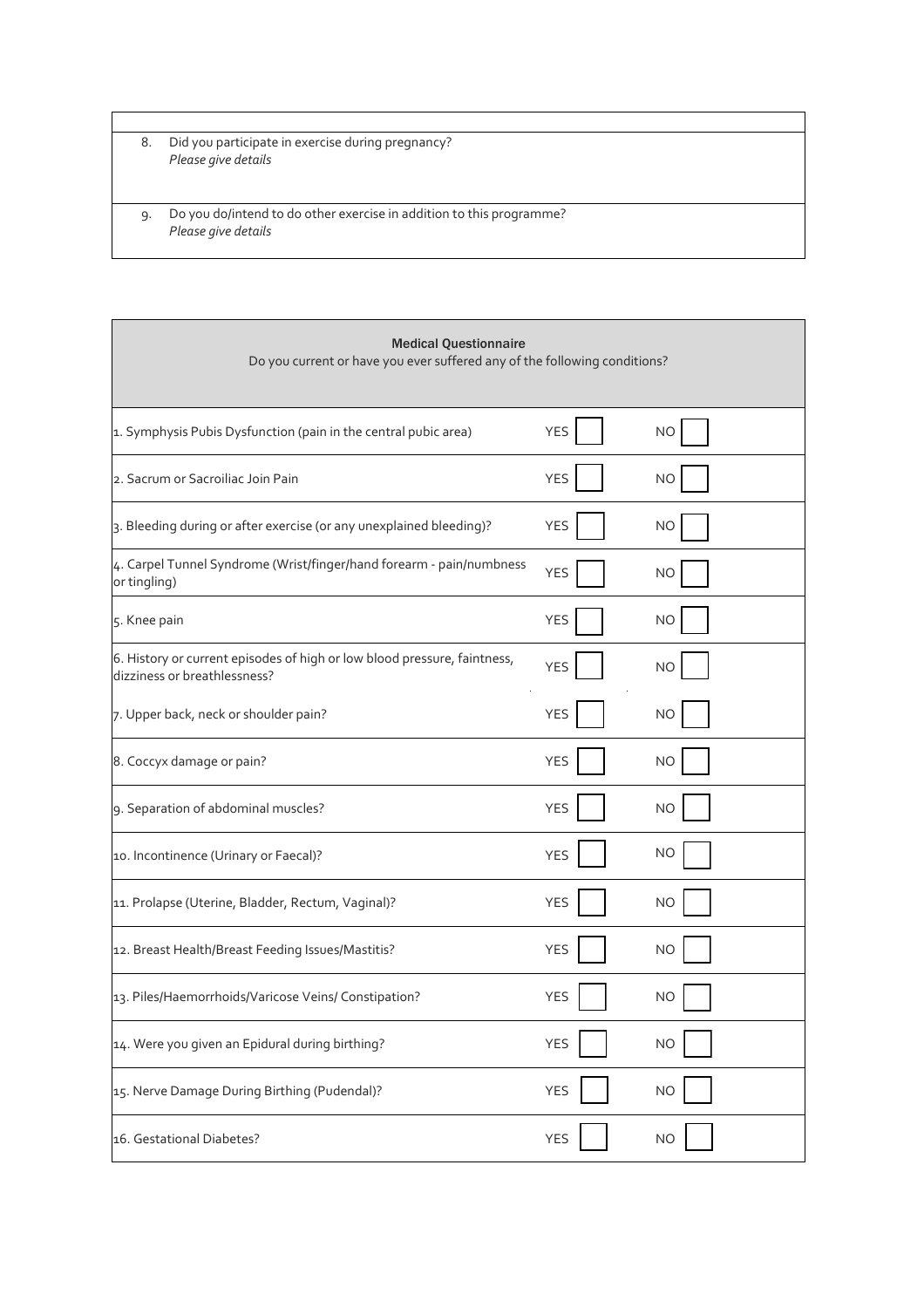8. Did you participate in exercise during pregnancy?
   *Please give details*

9. Do you do/intend to do other exercise in addition to this programme?
   *Please give details*

| **Medical Questionnaire**<br>Do you current or have you ever suffered any of the following conditions? | | |
|---|---|---|
| 1. Symphysis Pubis Dysfunction (pain in the central pubic area) | YES | NO |
| 2. Sacrum or Sacroiliac Join Pain | YES | NO |
| 3. Bleeding during or after exercise (or any unexplained bleeding)? | YES | NO |
| 4. Carpel Tunnel Syndrome (Wrist/finger/hand forearm - pain/numbness or tingling) | YES | NO |
| 5. Knee pain | YES | NO |
| 6. History or current episodes of high or low blood pressure, faintness, dizziness or breathlessness? | YES | NO |
| 7. Upper back, neck or shoulder pain? | YES | NO |
| 8. Coccyx damage or pain? | YES | NO |
| 9. Separation of abdominal muscles? | YES | NO |
| 10. Incontinence (Urinary or Faecal)? | YES | NO |
| 11. Prolapse (Uterine, Bladder, Rectum, Vaginal)? | YES | NO |
| 12. Breast Health/Breast Feeding Issues/Mastitis? | YES | NO |
| 13. Piles/Haemorrhoids/Varicose Veins/ Constipation? | YES | NO |
| 14. Were you given an Epidural during birthing? | YES | NO |
| 15. Nerve Damage During Birthing (Pudendal)? | YES | NO |
| 16. Gestational Diabetes? | YES | NO |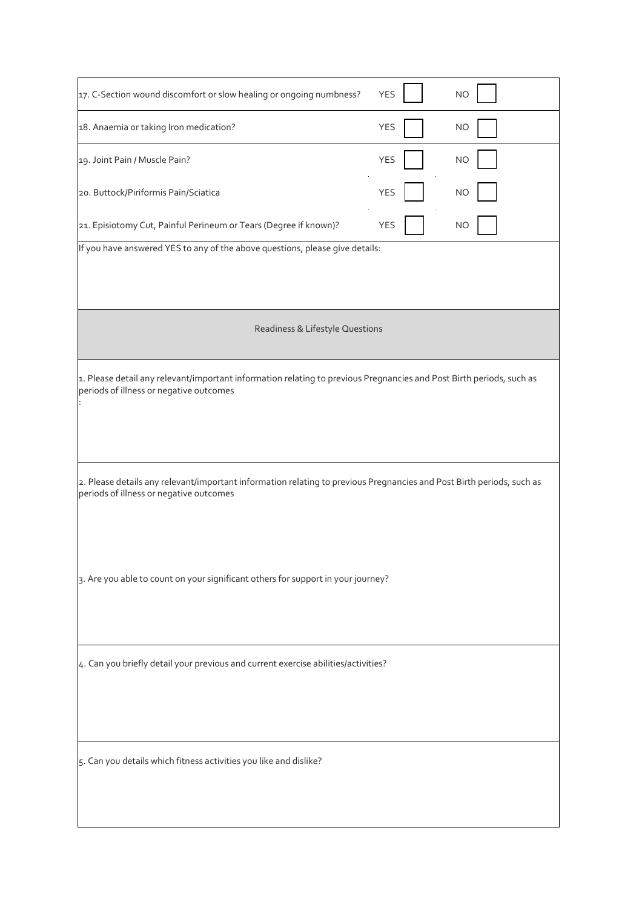| Question | YES | NO |
|---|---|---|
| 17. C-Section wound discomfort or slow healing or ongoing numbness? | YES ☐ | NO ☐ |
| 18. Anaemia or taking Iron medication? | YES ☐ | NO ☐ |
| 19. Joint Pain / Muscle Pain? | YES ☐ | NO ☐ |
| 20. Buttock/Piriformis Pain/Sciatica | YES ☐ | NO ☐ |
| 21. Episiotomy Cut, Painful Perineum or Tears (Degree if known)? | YES ☐ | NO ☐ |

If you have answered YES to any of the above questions, please give details:

## Readiness & Lifestyle Questions

1. Please detail any relevant/important information relating to previous Pregnancies and Post Birth periods, such as periods of illness or negative outcomes
:

2. Please details any relevant/important information relating to previous Pregnancies and Post Birth periods, such as periods of illness or negative outcomes

3. Are you able to count on your significant others for support in your journey?

4. Can you briefly detail your previous and current exercise abilities/activities?

5. Can you details which fitness activities you like and dislike?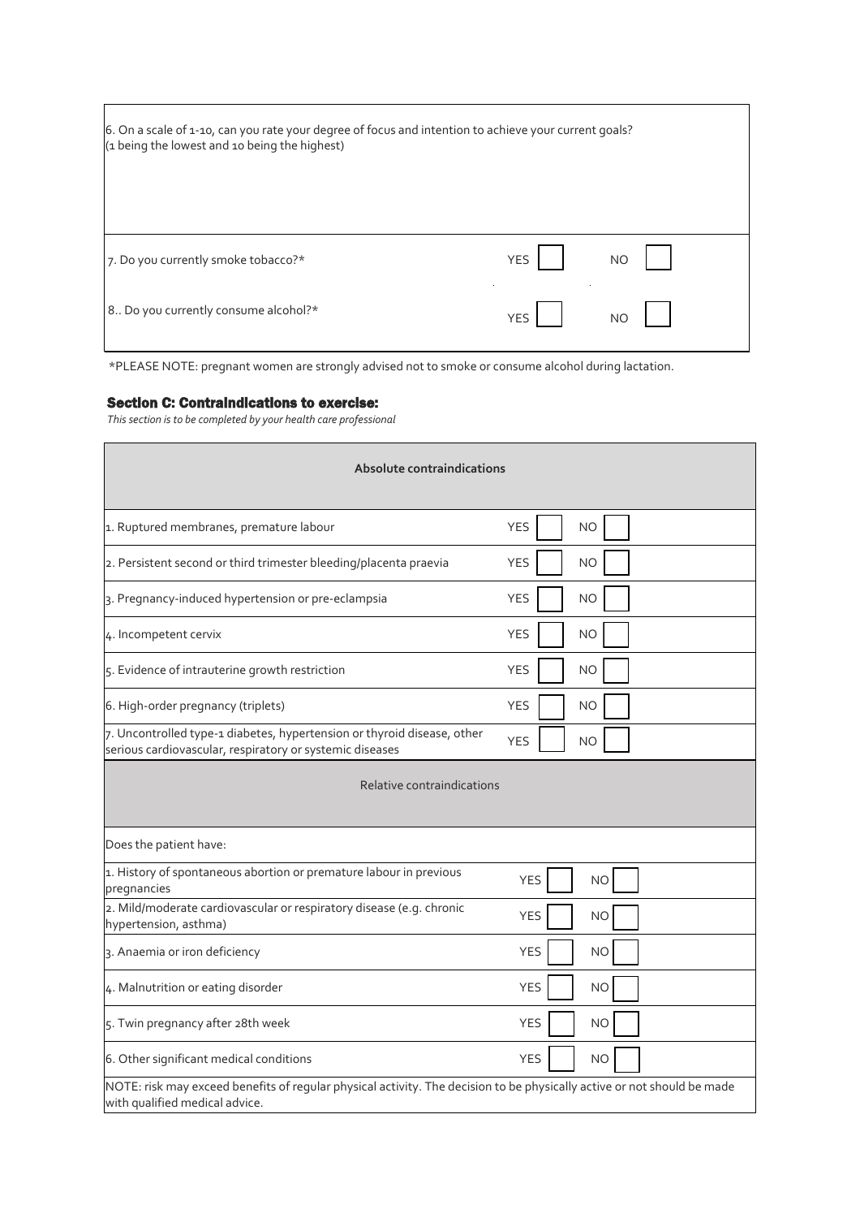| 6. On a scale of 1-10, can you rate your degree of focus and intention to achieve your current goals? (1 being the lowest and 10 being the highest) | | |
|---|---|---|
| 7. Do you currently smoke tobacco?* | YES ☐ | NO ☐ |
| 8.. Do you currently consume alcohol?* | YES ☐ | NO ☐ |

*PLEASE NOTE: pregnant women are strongly advised not to smoke or consume alcohol during lactation.

### Section C: Contraindications to exercise:

*This section is to be completed by your health care professional*

| **Absolute contraindications** | | |
|---|---|---|
| 1. Ruptured membranes, premature labour | YES ☐ | NO ☐ |
| 2. Persistent second or third trimester bleeding/placenta praevia | YES ☐ | NO ☐ |
| 3. Pregnancy-induced hypertension or pre-eclampsia | YES ☐ | NO ☐ |
| 4. Incompetent cervix | YES ☐ | NO ☐ |
| 5. Evidence of intrauterine growth restriction | YES ☐ | NO ☐ |
| 6. High-order pregnancy (triplets) | YES ☐ | NO ☐ |
| 7. Uncontrolled type-1 diabetes, hypertension or thyroid disease, other serious cardiovascular, respiratory or systemic diseases | YES ☐ | NO ☐ |
| Relative contraindications | | |
| Does the patient have: | | |
| 1. History of spontaneous abortion or premature labour in previous pregnancies | YES ☐ | NO ☐ |
| 2. Mild/moderate cardiovascular or respiratory disease (e.g. chronic hypertension, asthma) | YES ☐ | NO ☐ |
| 3. Anaemia or iron deficiency | YES ☐ | NO ☐ |
| 4. Malnutrition or eating disorder | YES ☐ | NO ☐ |
| 5. Twin pregnancy after 28th week | YES ☐ | NO ☐ |
| 6. Other significant medical conditions | YES ☐ | NO ☐ |

NOTE: risk may exceed benefits of regular physical activity. The decision to be physically active or not should be made with qualified medical advice.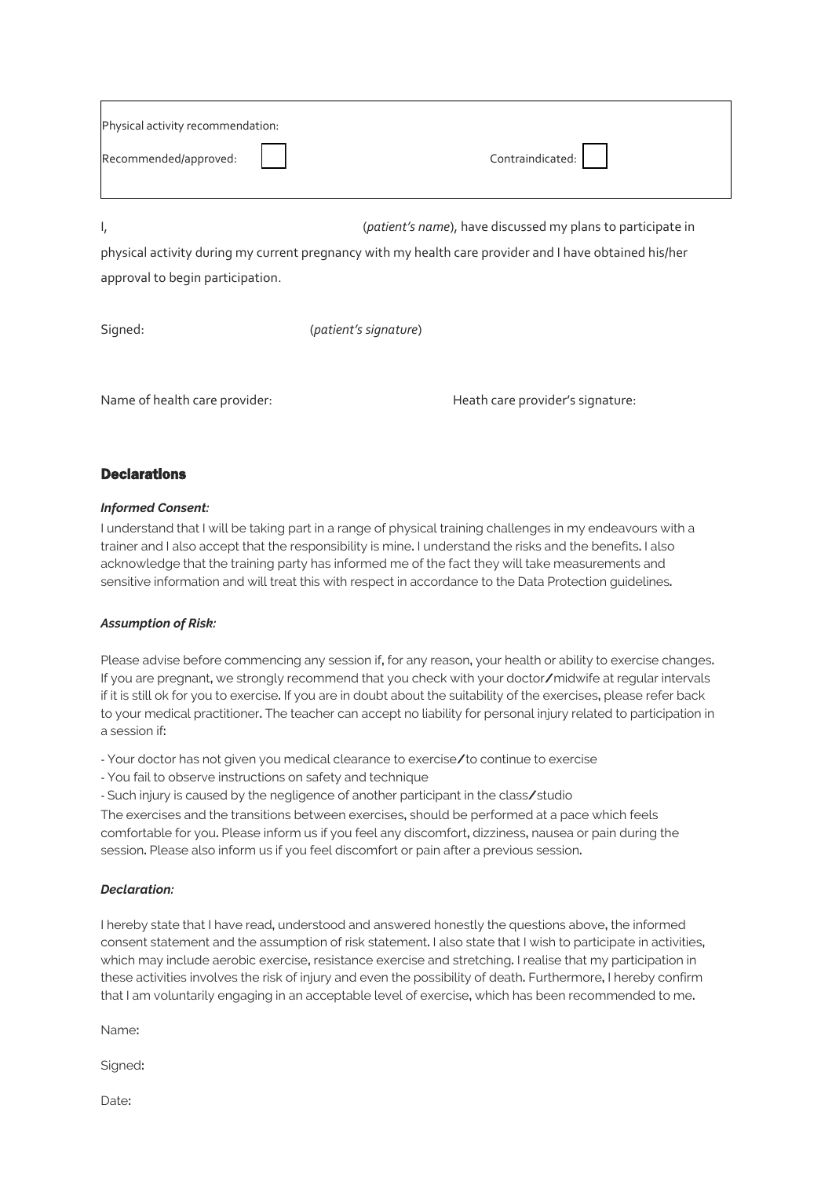Physical activity recommendation:

Recommended/approved: ☐ Contraindicated: ☐

I, (*patient's name*), have discussed my plans to participate in physical activity during my current pregnancy with my health care provider and I have obtained his/her approval to begin participation.

Signed: (*patient's signature*)

Name of health care provider: Heath care provider's signature:

## Declarations

***Informed Consent:***

I understand that I will be taking part in a range of physical training challenges in my endeavours with a trainer and I also accept that the responsibility is mine. I understand the risks and the benefits. I also acknowledge that the training party has informed me of the fact they will take measurements and sensitive information and will treat this with respect in accordance to the Data Protection guidelines.

***Assumption of Risk:***

Please advise before commencing any session if, for any reason, your health or ability to exercise changes. If you are pregnant, we strongly recommend that you check with your doctor/midwife at regular intervals if it is still ok for you to exercise. If you are in doubt about the suitability of the exercises, please refer back to your medical practitioner. The teacher can accept no liability for personal injury related to participation in a session if:

- Your doctor has not given you medical clearance to exercise/to continue to exercise
- You fail to observe instructions on safety and technique
- Such injury is caused by the negligence of another participant in the class/studio

The exercises and the transitions between exercises, should be performed at a pace which feels comfortable for you. Please inform us if you feel any discomfort, dizziness, nausea or pain during the session. Please also inform us if you feel discomfort or pain after a previous session.

***Declaration:***

I hereby state that I have read, understood and answered honestly the questions above, the informed consent statement and the assumption of risk statement. I also state that I wish to participate in activities, which may include aerobic exercise, resistance exercise and stretching. I realise that my participation in these activities involves the risk of injury and even the possibility of death. Furthermore, I hereby confirm that I am voluntarily engaging in an acceptable level of exercise, which has been recommended to me.

Name:

Signed:

Date: